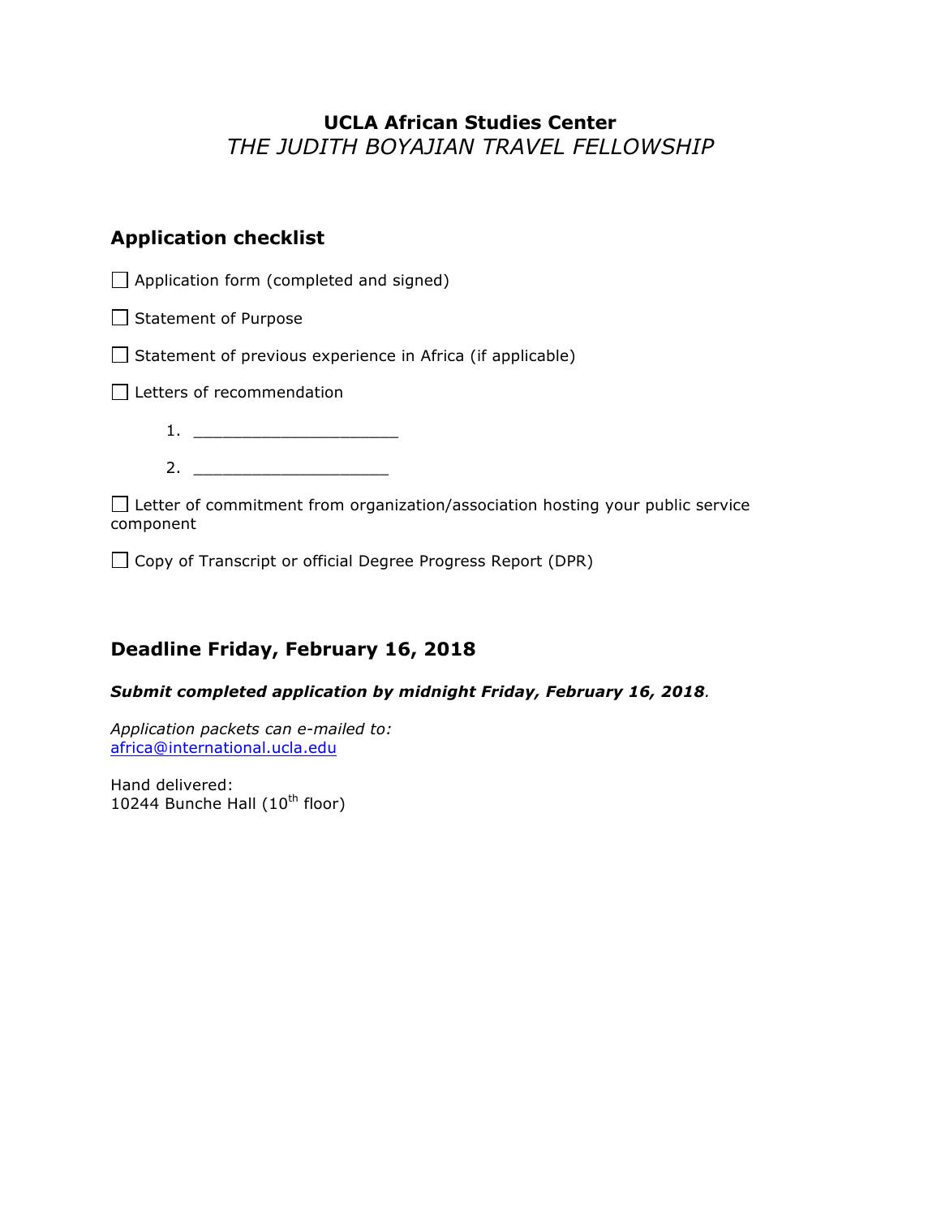**UCLA African Studies Center**

*THE JUDITH BOYAJIAN TRAVEL FELLOWSHIP*

## Application checklist

- [ ] Application form (completed and signed)
- [ ] Statement of Purpose
- [ ] Statement of previous experience in Africa (if applicable)
- [ ] Letters of recommendation
    1. ____________________
    2. ____________________
- [ ] Letter of commitment from organization/association hosting your public service component
- [ ] Copy of Transcript or official Degree Progress Report (DPR)

## Deadline Friday, February 16, 2018

***Submit completed application by midnight Friday, February 16, 2018.***

*Application packets can e-mailed to:*
africa@international.ucla.edu

Hand delivered:
10244 Bunche Hall (10th floor)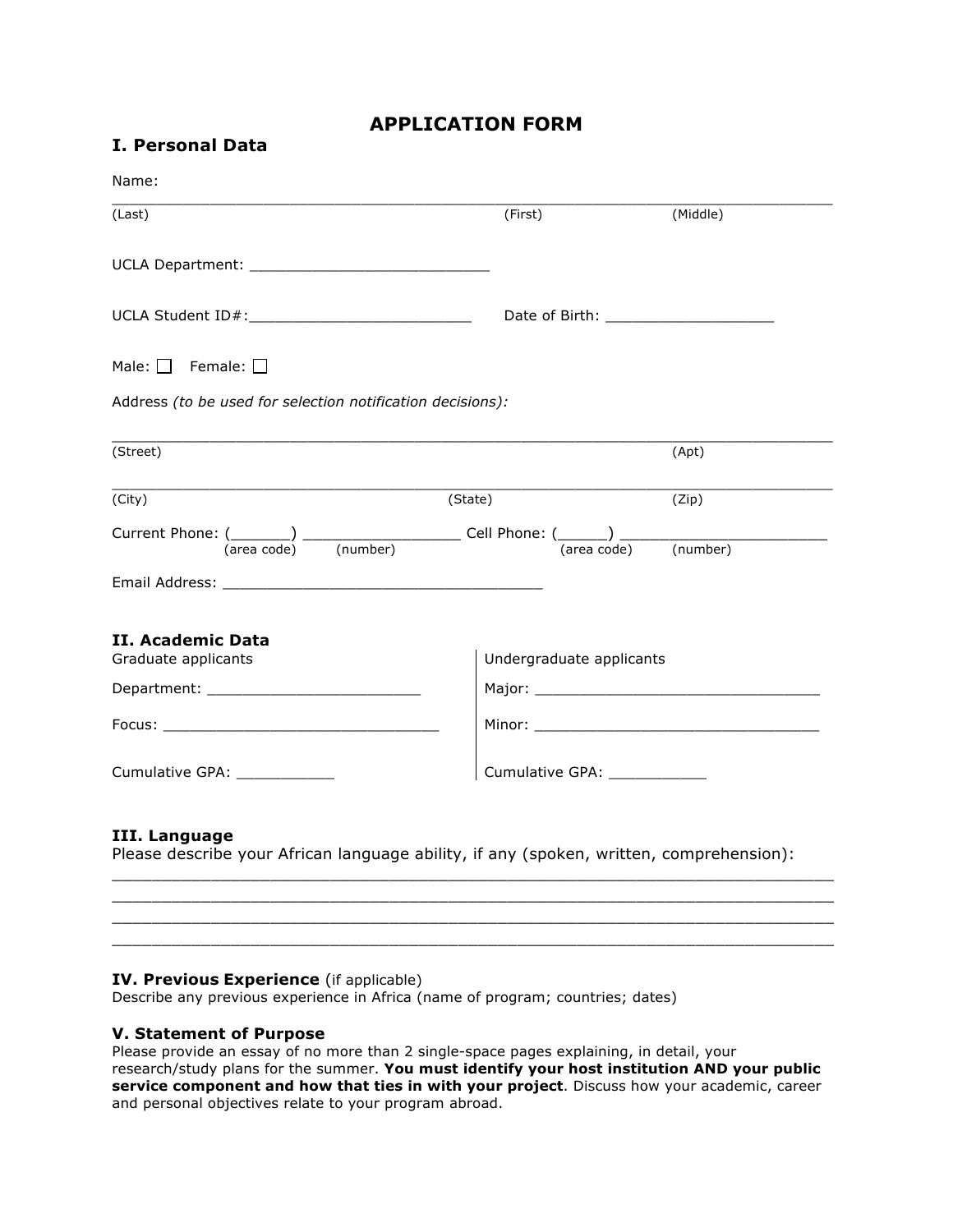# APPLICATION FORM

## I. Personal Data

Name:

\_\_\_\_\_\_\_\_\_\_\_\_\_\_\_\_\_\_\_\_\_\_\_\_\_\_\_\_\_\_\_\_\_\_\_\_\_\_\_\_\_\_\_\_\_\_\_\_\_\_\_\_\_\_\_\_\_\_\_\_\_\_\_\_\_\_\_\_\_\_\_\_\_\_\_\_

(Last) (First) (Middle)

UCLA Department: \_\_\_\_\_\_\_\_\_\_\_\_\_\_\_\_\_\_\_\_\_\_\_\_\_\_\_

UCLA Student ID#:\_\_\_\_\_\_\_\_\_\_\_\_\_\_\_\_\_\_\_\_\_\_\_\_\_ Date of Birth: \_\_\_\_\_\_\_\_\_\_\_\_\_\_\_\_\_\_\_

Male: ☐ Female: ☐

Address *(to be used for selection notification decisions):*

\_\_\_\_\_\_\_\_\_\_\_\_\_\_\_\_\_\_\_\_\_\_\_\_\_\_\_\_\_\_\_\_\_\_\_\_\_\_\_\_\_\_\_\_\_\_\_\_\_\_\_\_\_\_\_\_\_\_\_\_\_\_\_\_\_\_\_\_\_\_\_\_\_\_\_\_

(Street) (Apt)

\_\_\_\_\_\_\_\_\_\_\_\_\_\_\_\_\_\_\_\_\_\_\_\_\_\_\_\_\_\_\_\_\_\_\_\_\_\_\_\_\_\_\_\_\_\_\_\_\_\_\_\_\_\_\_\_\_\_\_\_\_\_\_\_\_\_\_\_\_\_\_\_\_\_\_\_

(City) (State) (Zip)

Current Phone: (\_\_\_\_\_\_\_) \_\_\_\_\_\_\_\_\_\_\_\_\_\_\_\_\_ Cell Phone: (\_\_\_\_\_\_) \_\_\_\_\_\_\_\_\_\_\_\_\_\_\_\_\_\_\_\_\_\_\_
(area code) (number) (area code) (number)

Email Address: \_\_\_\_\_\_\_\_\_\_\_\_\_\_\_\_\_\_\_\_\_\_\_\_\_\_\_\_\_\_\_\_\_\_\_\_

## II. Academic Data

| Graduate applicants | Undergraduate applicants |
|---|---|
| Department: \_\_\_\_\_\_\_\_\_\_\_\_\_\_\_\_\_\_\_\_\_\_\_\_ | Major: \_\_\_\_\_\_\_\_\_\_\_\_\_\_\_\_\_\_\_\_\_\_\_\_\_\_\_\_\_\_\_\_ |
| Focus: \_\_\_\_\_\_\_\_\_\_\_\_\_\_\_\_\_\_\_\_\_\_\_\_\_\_\_\_\_\_\_ | Minor: \_\_\_\_\_\_\_\_\_\_\_\_\_\_\_\_\_\_\_\_\_\_\_\_\_\_\_\_\_\_\_\_ |
| Cumulative GPA: \_\_\_\_\_\_\_\_\_\_\_ | Cumulative GPA: \_\_\_\_\_\_\_\_\_\_\_ |

## III. Language

Please describe your African language ability, if any (spoken, written, comprehension):

\_\_\_\_\_\_\_\_\_\_\_\_\_\_\_\_\_\_\_\_\_\_\_\_\_\_\_\_\_\_\_\_\_\_\_\_\_\_\_\_\_\_\_\_\_\_\_\_\_\_\_\_\_\_\_\_\_\_\_\_\_\_\_\_\_\_\_\_\_\_\_\_\_\_\_\_

\_\_\_\_\_\_\_\_\_\_\_\_\_\_\_\_\_\_\_\_\_\_\_\_\_\_\_\_\_\_\_\_\_\_\_\_\_\_\_\_\_\_\_\_\_\_\_\_\_\_\_\_\_\_\_\_\_\_\_\_\_\_\_\_\_\_\_\_\_\_\_\_\_\_\_\_

\_\_\_\_\_\_\_\_\_\_\_\_\_\_\_\_\_\_\_\_\_\_\_\_\_\_\_\_\_\_\_\_\_\_\_\_\_\_\_\_\_\_\_\_\_\_\_\_\_\_\_\_\_\_\_\_\_\_\_\_\_\_\_\_\_\_\_\_\_\_\_\_\_\_\_\_

\_\_\_\_\_\_\_\_\_\_\_\_\_\_\_\_\_\_\_\_\_\_\_\_\_\_\_\_\_\_\_\_\_\_\_\_\_\_\_\_\_\_\_\_\_\_\_\_\_\_\_\_\_\_\_\_\_\_\_\_\_\_\_\_\_\_\_\_\_\_\_\_\_\_\_\_

## IV. Previous Experience (if applicable)

Describe any previous experience in Africa (name of program; countries; dates)

## V. Statement of Purpose

Please provide an essay of no more than 2 single-space pages explaining, in detail, your research/study plans for the summer. **You must identify your host institution AND your public service component and how that ties in with your project**. Discuss how your academic, career and personal objectives relate to your program abroad.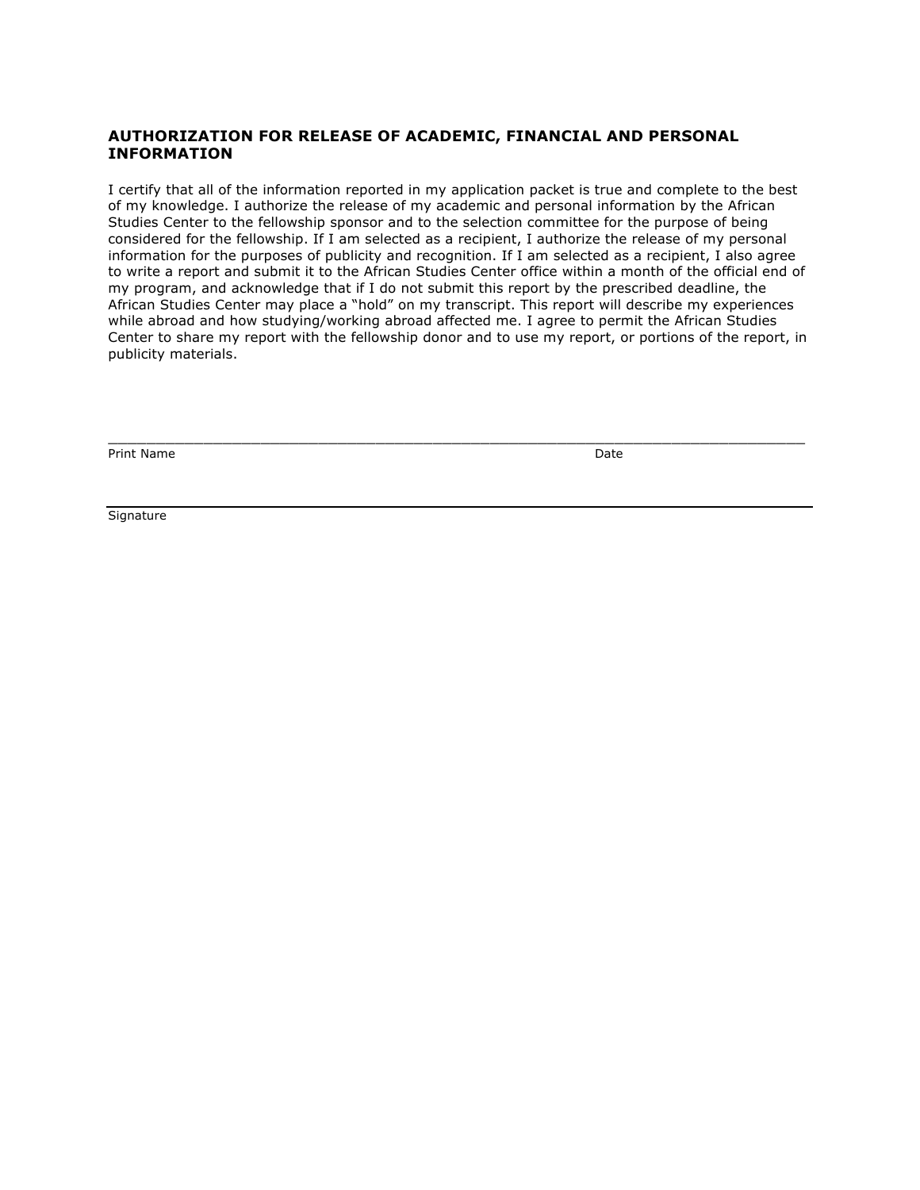## AUTHORIZATION FOR RELEASE OF ACADEMIC, FINANCIAL AND PERSONAL INFORMATION

I certify that all of the information reported in my application packet is true and complete to the best of my knowledge. I authorize the release of my academic and personal information by the African Studies Center to the fellowship sponsor and to the selection committee for the purpose of being considered for the fellowship. If I am selected as a recipient, I authorize the release of my personal information for the purposes of publicity and recognition. If I am selected as a recipient, I also agree to write a report and submit it to the African Studies Center office within a month of the official end of my program, and acknowledge that if I do not submit this report by the prescribed deadline, the African Studies Center may place a "hold" on my transcript. This report will describe my experiences while abroad and how studying/working abroad affected me. I agree to permit the African Studies Center to share my report with the fellowship donor and to use my report, or portions of the report, in publicity materials.

______________________________________________________________________________

Print Name                                                                                    Date

______________________________________________________________________________

Signature